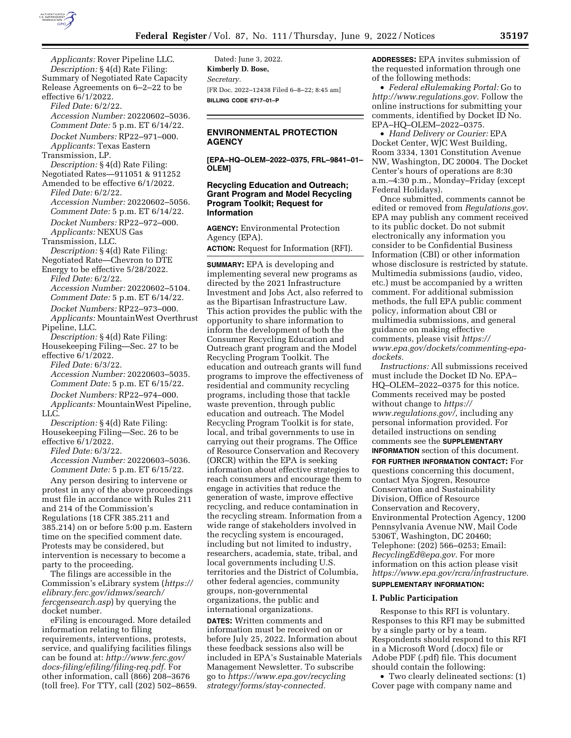*Applicants:* Rover Pipeline LLC.

*Description:* § 4(d) Rate Filing: Summary of Negotiated Rate Capacity Release Agreements on 6–2–22 to be effective 6/1/2022.

*Filed Date:* 6/2/22.

*Accession Number:* 20220602–5036.

*Comment Date:* 5 p.m. ET 6/14/22.

*Docket Numbers:* RP22–971–000.

*Applicants:* Texas Eastern Transmission, LP.

*Description:* § 4(d) Rate Filing: Negotiated Rates—911051 & 911252 Amended to be effective 6/1/2022.

*Filed Date:* 6/2/22.

*Accession Number:* 20220602–5056.

*Comment Date:* 5 p.m. ET 6/14/22.

*Docket Numbers:* RP22–972–000.

*Applicants:* NEXUS Gas Transmission, LLC.

*Description:* § 4(d) Rate Filing: Negotiated Rate—Chevron to DTE Energy to be effective 5/28/2022.

*Filed Date:* 6/2/22.

*Accession Number:* 20220602–5104.

*Comment Date:* 5 p.m. ET 6/14/22.

*Docket Numbers:* RP22–973–000.

*Applicants:* MountainWest Overthrust Pipeline, LLC.

*Description:* § 4(d) Rate Filing: Housekeeping Filing—Sec. 27 to be effective 6/1/2022.

*Filed Date:* 6/3/22.

*Accession Number:* 20220603–5035.

*Comment Date:* 5 p.m. ET 6/15/22.

*Docket Numbers:* RP22–974–000.

*Applicants:* MountainWest Pipeline, LLC.

*Description:* § 4(d) Rate Filing: Housekeeping Filing—Sec. 26 to be effective 6/1/2022.

*Filed Date:* 6/3/22.

*Accession Number:* 20220603–5036.

*Comment Date:* 5 p.m. ET 6/15/22.

Any person desiring to intervene or protest in any of the above proceedings must file in accordance with Rules 211 and 214 of the Commission's Regulations (18 CFR 385.211 and 385.214) on or before 5:00 p.m. Eastern time on the specified comment date. Protests may be considered, but intervention is necessary to become a party to the proceeding.

The filings are accessible in the Commission's eLibrary system (*https://elibrary.ferc.gov/idmws/search/fercgensearch.asp*) by querying the docket number.

eFiling is encouraged. More detailed information relating to filing requirements, interventions, protests, service, and qualifying facilities filings can be found at: *http://www.ferc.gov/docs-filing/efiling/filing-req.pdf.* For other information, call (866) 208–3676 (toll free). For TTY, call (202) 502–8659.

Dated: June 3, 2022.

**Kimberly D. Bose,**

*Secretary.*

[FR Doc. 2022–12438 Filed 6–8–22; 8:45 am]

**BILLING CODE 6717–01–P**

---

## ENVIRONMENTAL PROTECTION AGENCY

**[EPA–HQ–OLEM–2022–0375, FRL–9841–01–OLEM]**

### Recycling Education and Outreach; Grant Program and Model Recycling Program Toolkit; Request for Information

**AGENCY:** Environmental Protection Agency (EPA).

**ACTION:** Request for Information (RFI).

**SUMMARY:** EPA is developing and implementing several new programs as directed by the 2021 Infrastructure Investment and Jobs Act, also referred to as the Bipartisan Infrastructure Law. This action provides the public with the opportunity to share information to inform the development of both the Consumer Recycling Education and Outreach grant program and the Model Recycling Program Toolkit. The education and outreach grants will fund programs to improve the effectiveness of residential and community recycling programs, including those that tackle waste prevention, through public education and outreach. The Model Recycling Program Toolkit is for state, local, and tribal governments to use in carrying out their programs. The Office of Resource Conservation and Recovery (ORCR) within the EPA is seeking information about effective strategies to reach consumers and encourage them to engage in activities that reduce the generation of waste, improve effective recycling, and reduce contamination in the recycling stream. Information from a wide range of stakeholders involved in the recycling system is encouraged, including but not limited to industry, researchers, academia, state, tribal, and local governments including U.S. territories and the District of Columbia, other federal agencies, community groups, non-governmental organizations, the public and international organizations.

**DATES:** Written comments and information must be received on or before July 25, 2022. Information about these feedback sessions also will be included in EPA's Sustainable Materials Management Newsletter. To subscribe go to *https://www.epa.gov/recycling strategy/forms/stay-connected.*

**ADDRESSES:** EPA invites submission of the requested information through one of the following methods:

- *Federal eRulemaking Portal:* Go to *http://www.regulations.gov.* Follow the online instructions for submitting your comments, identified by Docket ID No. EPA–HQ–OLEM–2022–0375.
- *Hand Delivery or Courier:* EPA Docket Center, WJC West Building, Room 3334, 1301 Constitution Avenue NW, Washington, DC 20004. The Docket Center's hours of operations are 8:30 a.m.–4:30 p.m., Monday–Friday (except Federal Holidays).

Once submitted, comments cannot be edited or removed from *Regulations.gov*. EPA may publish any comment received to its public docket. Do not submit electronically any information you consider to be Confidential Business Information (CBI) or other information whose disclosure is restricted by statute. Multimedia submissions (audio, video, etc.) must be accompanied by a written comment. For additional submission methods, the full EPA public comment policy, information about CBI or multimedia submissions, and general guidance on making effective comments, please visit *https://www.epa.gov/dockets/commenting-epa-dockets.*

*Instructions:* All submissions received must include the Docket ID No. EPA–HQ–OLEM–2022–0375 for this notice. Comments received may be posted without change to *https://www.regulations.gov/,* including any personal information provided. For detailed instructions on sending comments see the **SUPPLEMENTARY INFORMATION** section of this document.

**FOR FURTHER INFORMATION CONTACT:** For questions concerning this document, contact Mya Sjogren, Resource Conservation and Sustainability Division, Office of Resource Conservation and Recovery, Environmental Protection Agency, 1200 Pennsylvania Avenue NW, Mail Code 5306T, Washington, DC 20460; Telephone: (202) 566–0253; Email: *RecyclingEd@epa.gov.* For more information on this action please visit *https://www.epa.gov/rcra/infrastructure.*

**SUPPLEMENTARY INFORMATION:**

#### I. Public Participation

Response to this RFI is voluntary. Responses to this RFI may be submitted by a single party or by a team. Respondents should respond to this RFI in a Microsoft Word (.docx) file or Adobe PDF (.pdf) file. This document should contain the following:

- Two clearly delineated sections: (1) Cover page with company name and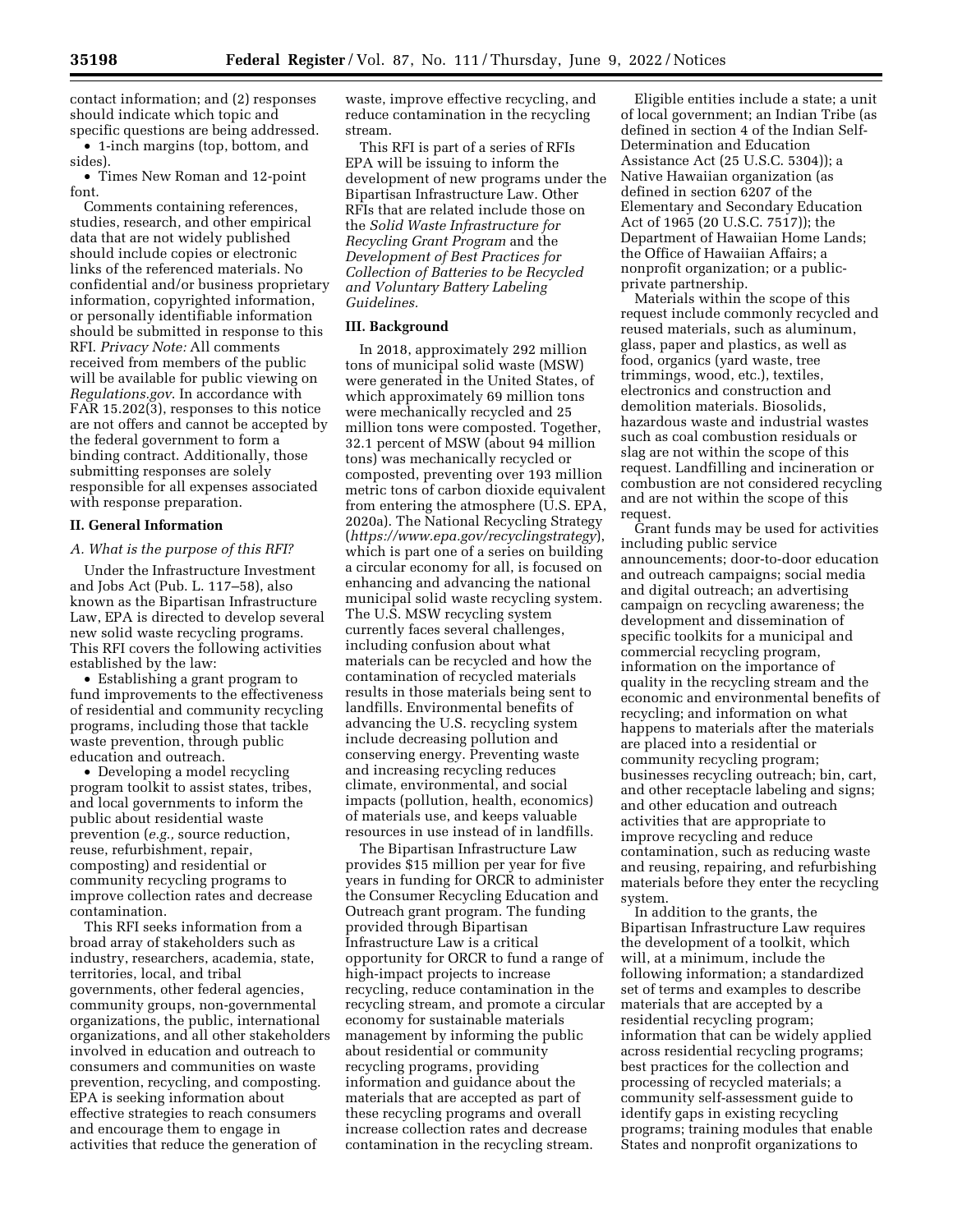contact information; and (2) responses should indicate which topic and specific questions are being addressed.

- 1-inch margins (top, bottom, and sides).
- Times New Roman and 12-point font.

Comments containing references, studies, research, and other empirical data that are not widely published should include copies or electronic links of the referenced materials. No confidential and/or business proprietary information, copyrighted information, or personally identifiable information should be submitted in response to this RFI. *Privacy Note:* All comments received from members of the public will be available for public viewing on *Regulations.gov*. In accordance with FAR 15.202(3), responses to this notice are not offers and cannot be accepted by the federal government to form a binding contract. Additionally, those submitting responses are solely responsible for all expenses associated with response preparation.

## II. General Information

### *A. What is the purpose of this RFI?*

Under the Infrastructure Investment and Jobs Act (Pub. L. 117–58), also known as the Bipartisan Infrastructure Law, EPA is directed to develop several new solid waste recycling programs. This RFI covers the following activities established by the law:

- Establishing a grant program to fund improvements to the effectiveness of residential and community recycling programs, including those that tackle waste prevention, through public education and outreach.
- Developing a model recycling program toolkit to assist states, tribes, and local governments to inform the public about residential waste prevention (*e.g.,* source reduction, reuse, refurbishment, repair, composting) and residential or community recycling programs to improve collection rates and decrease contamination.

This RFI seeks information from a broad array of stakeholders such as industry, researchers, academia, state, territories, local, and tribal governments, other federal agencies, community groups, non-governmental organizations, the public, international organizations, and all other stakeholders involved in education and outreach to consumers and communities on waste prevention, recycling, and composting. EPA is seeking information about effective strategies to reach consumers and encourage them to engage in activities that reduce the generation of waste, improve effective recycling, and reduce contamination in the recycling stream.

This RFI is part of a series of RFIs EPA will be issuing to inform the development of new programs under the Bipartisan Infrastructure Law. Other RFIs that are related include those on the *Solid Waste Infrastructure for Recycling Grant Program* and the *Development of Best Practices for Collection of Batteries to be Recycled and Voluntary Battery Labeling Guidelines.*

## III. Background

In 2018, approximately 292 million tons of municipal solid waste (MSW) were generated in the United States, of which approximately 69 million tons were mechanically recycled and 25 million tons were composted. Together, 32.1 percent of MSW (about 94 million tons) was mechanically recycled or composted, preventing over 193 million metric tons of carbon dioxide equivalent from entering the atmosphere (U.S. EPA, 2020a). The National Recycling Strategy (*https://www.epa.gov/recyclingstrategy*), which is part one of a series on building a circular economy for all, is focused on enhancing and advancing the national municipal solid waste recycling system. The U.S. MSW recycling system currently faces several challenges, including confusion about what materials can be recycled and how the contamination of recycled materials results in those materials being sent to landfills. Environmental benefits of advancing the U.S. recycling system include decreasing pollution and conserving energy. Preventing waste and increasing recycling reduces climate, environmental, and social impacts (pollution, health, economics) of materials use, and keeps valuable resources in use instead of in landfills.

The Bipartisan Infrastructure Law provides $15 million per year for five years in funding for ORCR to administer the Consumer Recycling Education and Outreach grant program. The funding provided through Bipartisan Infrastructure Law is a critical opportunity for ORCR to fund a range of high-impact projects to increase recycling, reduce contamination in the recycling stream, and promote a circular economy for sustainable materials management by informing the public about residential or community recycling programs, providing information and guidance about the materials that are accepted as part of these recycling programs and overall increase collection rates and decrease contamination in the recycling stream.

Eligible entities include a state; a unit of local government; an Indian Tribe (as defined in section 4 of the Indian Self-Determination and Education Assistance Act (25 U.S.C. 5304)); a Native Hawaiian organization (as defined in section 6207 of the Elementary and Secondary Education Act of 1965 (20 U.S.C. 7517)); the Department of Hawaiian Home Lands; the Office of Hawaiian Affairs; a nonprofit organization; or a public-private partnership.

Materials within the scope of this request include commonly recycled and reused materials, such as aluminum, glass, paper and plastics, as well as food, organics (yard waste, tree trimmings, wood, etc.), textiles, electronics and construction and demolition materials. Biosolids, hazardous waste and industrial wastes such as coal combustion residuals or slag are not within the scope of this request. Landfilling and incineration or combustion are not considered recycling and are not within the scope of this request.

Grant funds may be used for activities including public service announcements; door-to-door education and outreach campaigns; social media and digital outreach; an advertising campaign on recycling awareness; the development and dissemination of specific toolkits for a municipal and commercial recycling program, information on the importance of quality in the recycling stream and the economic and environmental benefits of recycling; and information on what happens to materials after the materials are placed into a residential or community recycling program; businesses recycling outreach; bin, cart, and other receptacle labeling and signs; and other education and outreach activities that are appropriate to improve recycling and reduce contamination, such as reducing waste and reusing, repairing, and refurbishing materials before they enter the recycling system.

In addition to the grants, the Bipartisan Infrastructure Law requires the development of a toolkit, which will, at a minimum, include the following information; a standardized set of terms and examples to describe materials that are accepted by a residential recycling program; information that can be widely applied across residential recycling programs; best practices for the collection and processing of recycled materials; a community self-assessment guide to identify gaps in existing recycling programs; training modules that enable States and nonprofit organizations to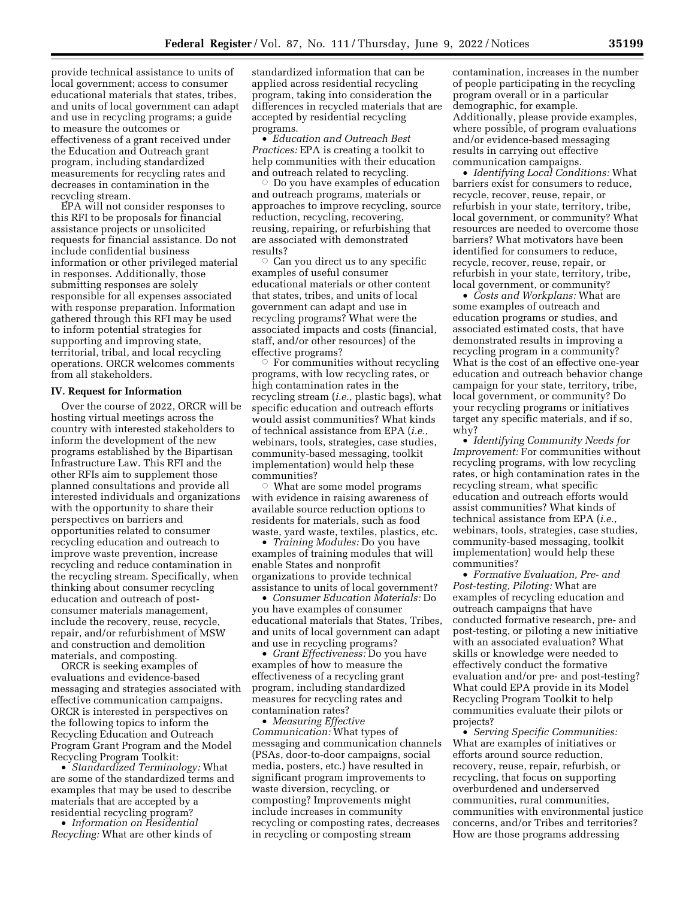provide technical assistance to units of local government; access to consumer educational materials that states, tribes, and units of local government can adapt and use in recycling programs; a guide to measure the outcomes or effectiveness of a grant received under the Education and Outreach grant program, including standardized measurements for recycling rates and decreases in contamination in the recycling stream.

EPA will not consider responses to this RFI to be proposals for financial assistance projects or unsolicited requests for financial assistance. Do not include confidential business information or other privileged material in responses. Additionally, those submitting responses are solely responsible for all expenses associated with response preparation. Information gathered through this RFI may be used to inform potential strategies for supporting and improving state, territorial, tribal, and local recycling operations. ORCR welcomes comments from all stakeholders.

## IV. Request for Information

Over the course of 2022, ORCR will be hosting virtual meetings across the country with interested stakeholders to inform the development of the new programs established by the Bipartisan Infrastructure Law. This RFI and the other RFIs aim to supplement those planned consultations and provide all interested individuals and organizations with the opportunity to share their perspectives on barriers and opportunities related to consumer recycling education and outreach to improve waste prevention, increase recycling and reduce contamination in the recycling stream. Specifically, when thinking about consumer recycling education and outreach of post-consumer materials management, include the recovery, reuse, recycle, repair, and/or refurbishment of MSW and construction and demolition materials, and composting.

ORCR is seeking examples of evaluations and evidence-based messaging and strategies associated with effective communication campaigns. ORCR is interested in perspectives on the following topics to inform the Recycling Education and Outreach Program Grant Program and the Model Recycling Program Toolkit:

- *Standardized Terminology:* What are some of the standardized terms and examples that may be used to describe materials that are accepted by a residential recycling program?
- *Information on Residential Recycling:* What are other kinds of standardized information that can be applied across residential recycling program, taking into consideration the differences in recycled materials that are accepted by residential recycling programs.
- *Education and Outreach Best Practices:* EPA is creating a toolkit to help communities with their education and outreach related to recycling.
  - Do you have examples of education and outreach programs, materials or approaches to improve recycling, source reduction, recycling, recovering, reusing, repairing, or refurbishing that are associated with demonstrated results?
  - Can you direct us to any specific examples of useful consumer educational materials or other content that states, tribes, and units of local government can adapt and use in recycling programs? What were the associated impacts and costs (financial, staff, and/or other resources) of the effective programs?
  - For communities without recycling programs, with low recycling rates, or high contamination rates in the recycling stream (*i.e.,* plastic bags), what specific education and outreach efforts would assist communities? What kinds of technical assistance from EPA (*i.e.,* webinars, tools, strategies, case studies, community-based messaging, toolkit implementation) would help these communities?
  - What are some model programs with evidence in raising awareness of available source reduction options to residents for materials, such as food waste, yard waste, textiles, plastics, etc.
- *Training Modules:* Do you have examples of training modules that will enable States and nonprofit organizations to provide technical assistance to units of local government?
- *Consumer Education Materials:* Do you have examples of consumer educational materials that States, Tribes, and units of local government can adapt and use in recycling programs?
- *Grant Effectiveness:* Do you have examples of how to measure the effectiveness of a recycling grant program, including standardized measures for recycling rates and contamination rates?
- *Measuring Effective Communication:* What types of messaging and communication channels (PSAs, door-to-door campaigns, social media, posters, etc.) have resulted in significant program improvements to waste diversion, recycling, or composting? Improvements might include increases in community recycling or composting rates, decreases in recycling or composting stream contamination, increases in the number of people participating in the recycling program overall or in a particular demographic, for example. Additionally, please provide examples, where possible, of program evaluations and/or evidence-based messaging results in carrying out effective communication campaigns.
- *Identifying Local Conditions:* What barriers exist for consumers to reduce, recycle, recover, reuse, repair, or refurbish in your state, territory, tribe, local government, or community? What resources are needed to overcome those barriers? What motivators have been identified for consumers to reduce, recycle, recover, reuse, repair, or refurbish in your state, territory, tribe, local government, or community?
- *Costs and Workplans:* What are some examples of outreach and education programs or studies, and associated estimated costs, that have demonstrated results in improving a recycling program in a community? What is the cost of an effective one-year education and outreach behavior change campaign for your state, territory, tribe, local government, or community? Do your recycling programs or initiatives target any specific materials, and if so, why?
- *Identifying Community Needs for Improvement:* For communities without recycling programs, with low recycling rates, or high contamination rates in the recycling stream, what specific education and outreach efforts would assist communities? What kinds of technical assistance from EPA (*i.e.,* webinars, tools, strategies, case studies, community-based messaging, toolkit implementation) would help these communities?
- *Formative Evaluation, Pre- and Post-testing, Piloting:* What are examples of recycling education and outreach campaigns that have conducted formative research, pre- and post-testing, or piloting a new initiative with an associated evaluation? What skills or knowledge were needed to effectively conduct the formative evaluation and/or pre- and post-testing? What could EPA provide in its Model Recycling Program Toolkit to help communities evaluate their pilots or projects?
- *Serving Specific Communities:* What are examples of initiatives or efforts around source reduction, recovery, reuse, repair, refurbish, or recycling, that focus on supporting overburdened and underserved communities, rural communities, communities with environmental justice concerns, and/or Tribes and territories? How are those programs addressing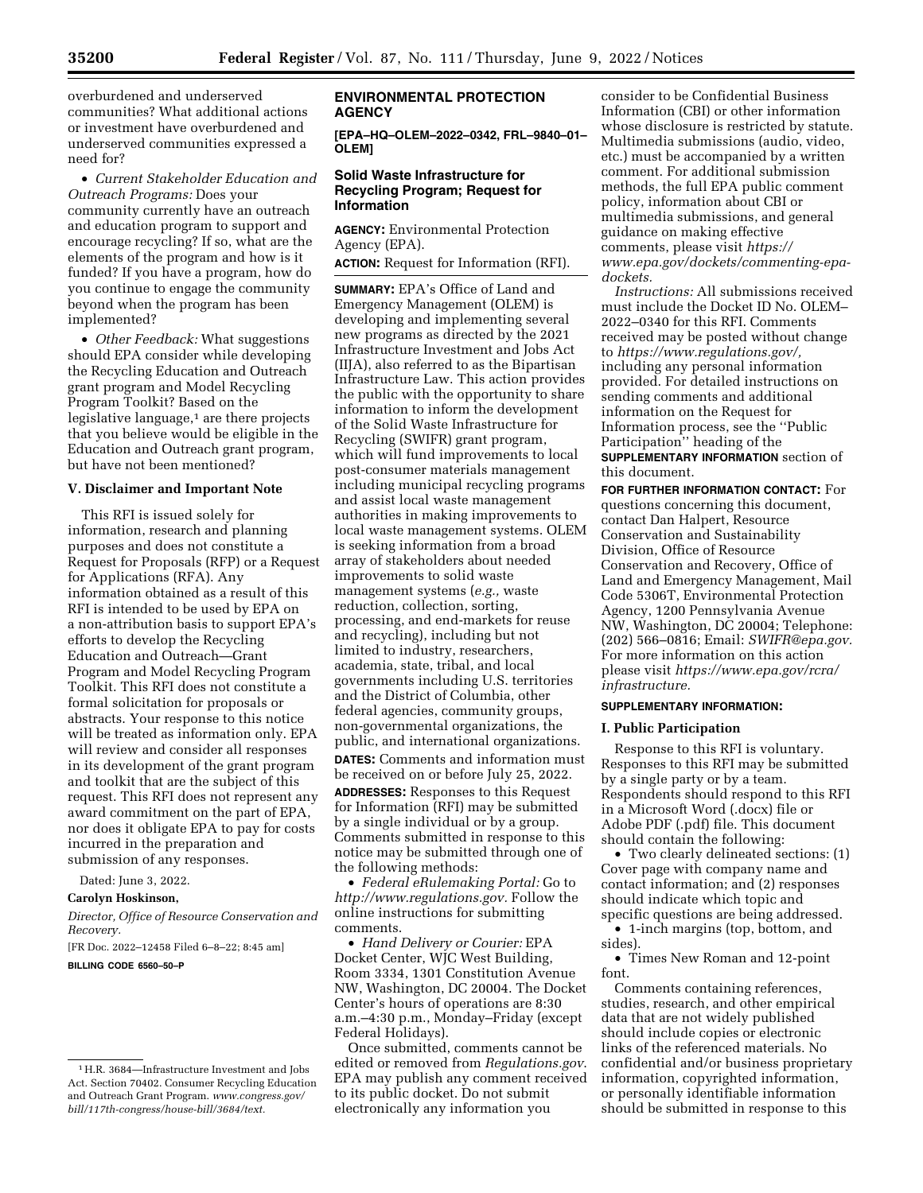overburdened and underserved communities? What additional actions or investment have overburdened and underserved communities expressed a need for?

• *Current Stakeholder Education and Outreach Programs:* Does your community currently have an outreach and education program to support and encourage recycling? If so, what are the elements of the program and how is it funded? If you have a program, how do you continue to engage the community beyond when the program has been implemented?

• *Other Feedback:* What suggestions should EPA consider while developing the Recycling Education and Outreach grant program and Model Recycling Program Toolkit? Based on the legislative language,[1] are there projects that you believe would be eligible in the Education and Outreach grant program, but have not been mentioned?

## V. Disclaimer and Important Note

This RFI is issued solely for information, research and planning purposes and does not constitute a Request for Proposals (RFP) or a Request for Applications (RFA). Any information obtained as a result of this RFI is intended to be used by EPA on a non-attribution basis to support EPA's efforts to develop the Recycling Education and Outreach—Grant Program and Model Recycling Program Toolkit. This RFI does not constitute a formal solicitation for proposals or abstracts. Your response to this notice will be treated as information only. EPA will review and consider all responses in its development of the grant program and toolkit that are the subject of this request. This RFI does not represent any award commitment on the part of EPA, nor does it obligate EPA to pay for costs incurred in the preparation and submission of any responses.

Dated: June 3, 2022.

**Carolyn Hoskinson,**

*Director, Office of Resource Conservation and Recovery.*

[FR Doc. 2022–12458 Filed 6–8–22; 8:45 am]

**BILLING CODE 6560–50–P**

[1] H.R. 3684—Infrastructure Investment and Jobs Act. Section 70402. Consumer Recycling Education and Outreach Grant Program. *www.congress.gov/bill/117th-congress/house-bill/3684/text.*

## ENVIRONMENTAL PROTECTION AGENCY

**[EPA–HQ–OLEM–2022–0342, FRL–9840–01–OLEM]**

### Solid Waste Infrastructure for Recycling Program; Request for Information

**AGENCY:** Environmental Protection Agency (EPA).

**ACTION:** Request for Information (RFI).

**SUMMARY:** EPA's Office of Land and Emergency Management (OLEM) is developing and implementing several new programs as directed by the 2021 Infrastructure Investment and Jobs Act (IIJA), also referred to as the Bipartisan Infrastructure Law. This action provides the public with the opportunity to share information to inform the development of the Solid Waste Infrastructure for Recycling (SWIFR) grant program, which will fund improvements to local post-consumer materials management including municipal recycling programs and assist local waste management authorities in making improvements to local waste management systems. OLEM is seeking information from a broad array of stakeholders about needed improvements to solid waste management systems (*e.g.,* waste reduction, collection, sorting, processing, and end-markets for reuse and recycling), including but not limited to industry, researchers, academia, state, tribal, and local governments including U.S. territories and the District of Columbia, other federal agencies, community groups, non-governmental organizations, the public, and international organizations.

**DATES:** Comments and information must be received on or before July 25, 2022.

**ADDRESSES:** Responses to this Request for Information (RFI) may be submitted by a single individual or by a group. Comments submitted in response to this notice may be submitted through one of the following methods:

• *Federal eRulemaking Portal:* Go to *http://www.regulations.gov.* Follow the online instructions for submitting comments.

• *Hand Delivery or Courier:* EPA Docket Center, WJC West Building, Room 3334, 1301 Constitution Avenue NW, Washington, DC 20004. The Docket Center's hours of operations are 8:30 a.m.–4:30 p.m., Monday–Friday (except Federal Holidays).

Once submitted, comments cannot be edited or removed from *Regulations.gov.* EPA may publish any comment received to its public docket. Do not submit electronically any information you consider to be Confidential Business Information (CBI) or other information whose disclosure is restricted by statute. Multimedia submissions (audio, video, etc.) must be accompanied by a written comment. For additional submission methods, the full EPA public comment policy, information about CBI or multimedia submissions, and general guidance on making effective comments, please visit *https://www.epa.gov/dockets/commenting-epa-dockets.*

*Instructions:* All submissions received must include the Docket ID No. OLEM–2022–0340 for this RFI. Comments received may be posted without change to *https://www.regulations.gov/,* including any personal information provided. For detailed instructions on sending comments and additional information on the Request for Information process, see the "Public Participation" heading of the **SUPPLEMENTARY INFORMATION** section of this document.

**FOR FURTHER INFORMATION CONTACT:** For questions concerning this document, contact Dan Halpert, Resource Conservation and Sustainability Division, Office of Resource Conservation and Recovery, Office of Land and Emergency Management, Mail Code 5306T, Environmental Protection Agency, 1200 Pennsylvania Avenue NW, Washington, DC 20004; Telephone: (202) 566–0816; Email: *SWIFR@epa.gov.* For more information on this action please visit *https://www.epa.gov/rcra/infrastructure.*

**SUPPLEMENTARY INFORMATION:**

## I. Public Participation

Response to this RFI is voluntary. Responses to this RFI may be submitted by a single party or by a team. Respondents should respond to this RFI in a Microsoft Word (.docx) file or Adobe PDF (.pdf) file. This document should contain the following:

• Two clearly delineated sections: (1) Cover page with company name and contact information; and (2) responses should indicate which topic and specific questions are being addressed.

• 1-inch margins (top, bottom, and sides).

• Times New Roman and 12-point font.

Comments containing references, studies, research, and other empirical data that are not widely published should include copies or electronic links of the referenced materials. No confidential and/or business proprietary information, copyrighted information, or personally identifiable information should be submitted in response to this